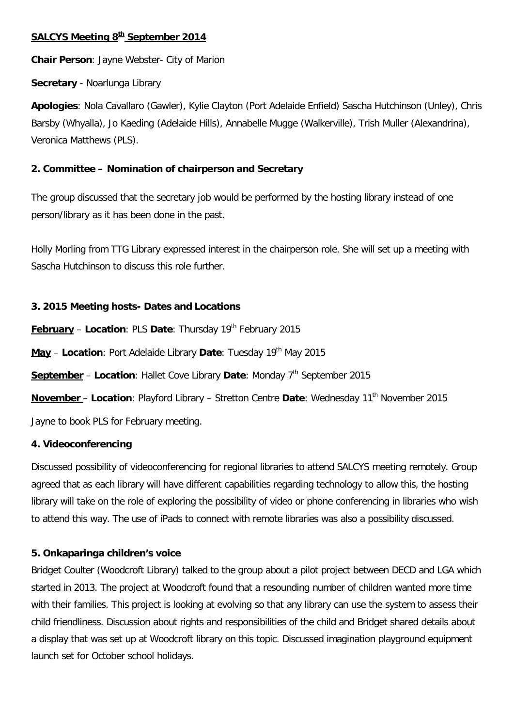**SALCYS Meeting 8th September 2014**

**Chair Person**: Jayne Webster- City of Marion

**Secretary** - Noarlunga Library

**Apologies**: Nola Cavallaro (Gawler), Kylie Clayton (Port Adelaide Enfield) Sascha Hutchinson (Unley), Chris Barsby (Whyalla), Jo Kaeding (Adelaide Hills), Annabelle Mugge (Walkerville), Trish Muller (Alexandrina), Veronica Matthews (PLS).

**2. Committee – Nomination of chairperson and Secretary**

The group discussed that the secretary job would be performed by the hosting library instead of one person/library as it has been done in the past.

Holly Morling from TTG Library expressed interest in the chairperson role. She will set up a meeting with Sascha Hutchinson to discuss this role further.

**3. 2015 Meeting hosts- Dates and Locations**

**February** – **Location**: PLS **Date**: Thursday 19th February 2015

**May** – **Location**: Port Adelaide Library **Date**: Tuesday 19th May 2015

**September** – **Location**: Hallet Cove Library **Date**: Monday 7th September 2015

**November** – **Location**: Playford Library – Stretton Centre **Date**: Wednesday 11th November 2015

Jayne to book PLS for February meeting.

**4. Videoconferencing**

Discussed possibility of videoconferencing for regional libraries to attend SALCYS meeting remotely. Group agreed that as each library will have different capabilities regarding technology to allow this, the hosting library will take on the role of exploring the possibility of video or phone conferencing in libraries who wish to attend this way. The use of iPads to connect with remote libraries was also a possibility discussed.

**5. Onkaparinga children's voice**

Bridget Coulter (Woodcroft Library) talked to the group about a pilot project between DECD and LGA which started in 2013. The project at Woodcroft found that a resounding number of children wanted more time with their families. This project is looking at evolving so that any library can use the system to assess their child friendliness. Discussion about rights and responsibilities of the child and Bridget shared details about a display that was set up at Woodcroft library on this topic. Discussed imagination playground equipment launch set for October school holidays.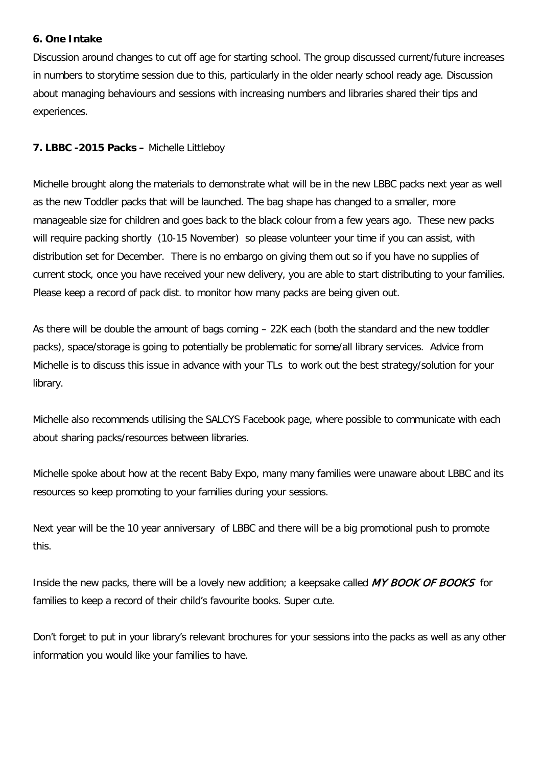**6. One Intake**

Discussion around changes to cut off age for starting school. The group discussed current/future increases in numbers to storytime session due to this, particularly in the older nearly school ready age. Discussion about managing behaviours and sessions with increasing numbers and libraries shared their tips and experiences.

**7. LBBC -2015 Packs –** Michelle Littleboy

Michelle brought along the materials to demonstrate what will be in the new LBBC packs next year as well as the new Toddler packs that will be launched. The bag shape has changed to a smaller, more manageable size for children and goes back to the black colour from a few years ago. These new packs will require packing shortly (10-15 November) so please volunteer your time if you can assist, with distribution set for December. There is no embargo on giving them out so if you have no supplies of current stock, once you have received your new delivery, you are able to start distributing to your families. Please keep a record of pack dist. to monitor how many packs are being given out.

As there will be double the amount of bags coming – 22K each (both the standard and the new toddler packs), space/storage is going to potentially be problematic for some/all library services. Advice from Michelle is to discuss this issue in advance with your TLs to work out the best strategy/solution for your library.

Michelle also recommends utilising the SALCYS Facebook page, where possible to communicate with each about sharing packs/resources between libraries.

Michelle spoke about how at the recent Baby Expo, many many families were unaware about LBBC and its resources so keep promoting to your families during your sessions.

Next year will be the 10 year anniversary of LBBC and there will be a big promotional push to promote this.

Inside the new packs, there will be a lovely new addition; a keepsake called *MY BOOK OF BOOKS* for families to keep a record of their child's favourite books. Super cute.

Don't forget to put in your library's relevant brochures for your sessions into the packs as well as any other information you would like your families to have.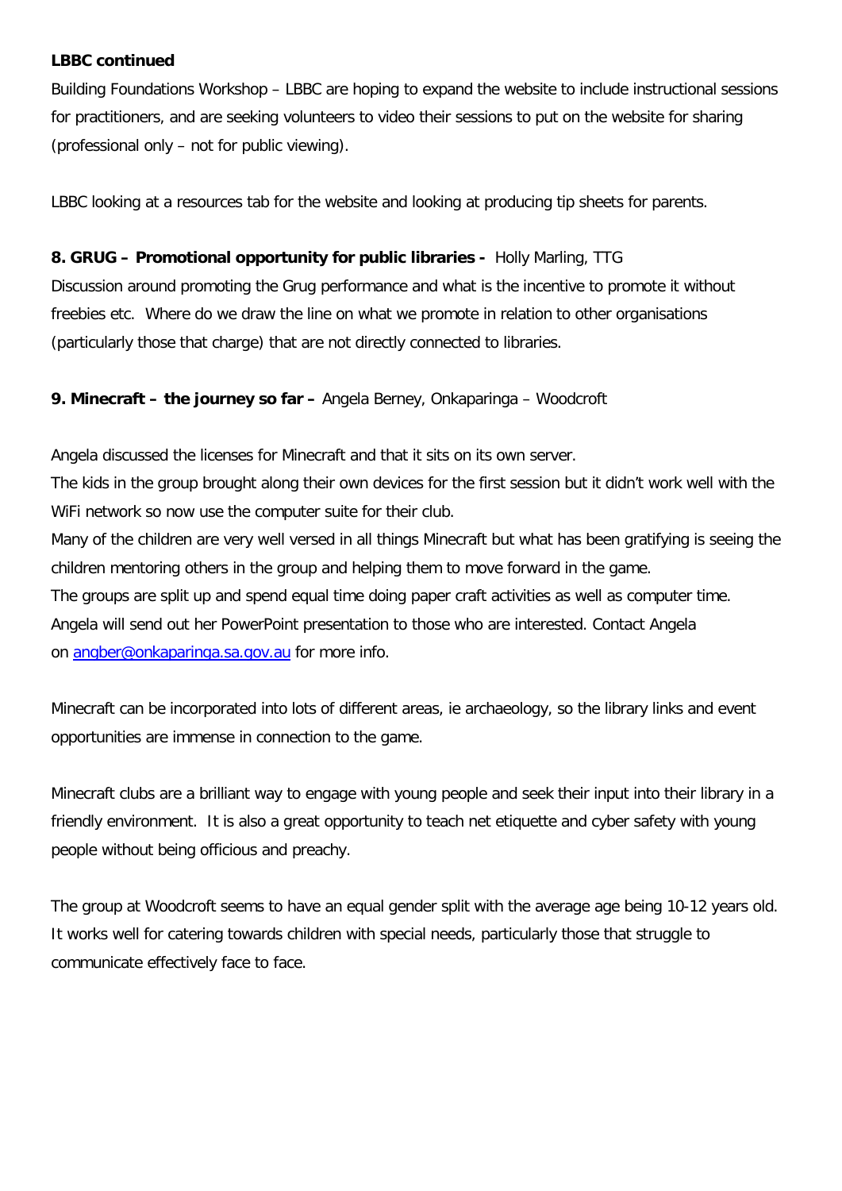**LBBC continued**

Building Foundations Workshop – LBBC are hoping to expand the website to include instructional sessions for practitioners, and are seeking volunteers to video their sessions to put on the website for sharing (professional only – not for public viewing).

LBBC looking at a resources tab for the website and looking at producing tip sheets for parents.

**8. GRUG – Promotional opportunity for public libraries -** Holly Marling, TTG

Discussion around promoting the Grug performance and what is the incentive to promote it without freebies etc. Where do we draw the line on what we promote in relation to other organisations (particularly those that charge) that are not directly connected to libraries.

**9. Minecraft – the journey so far –** Angela Berney, Onkaparinga – Woodcroft

Angela discussed the licenses for Minecraft and that it sits on its own server.

The kids in the group brought along their own devices for the first session but it didn't work well with the WiFi network so now use the computer suite for their club.

Many of the children are very well versed in all things Minecraft but what has been gratifying is seeing the children mentoring others in the group and helping them to move forward in the game.

The groups are split up and spend equal time doing paper craft activities as well as computer time.

Angela will send out her PowerPoint presentation to those who are interested. Contact Angela on angber@onkaparinga.sa.gov.au for more info.

Minecraft can be incorporated into lots of different areas, ie archaeology, so the library links and event opportunities are immense in connection to the game.

Minecraft clubs are a brilliant way to engage with young people and seek their input into their library in a friendly environment. It is also a great opportunity to teach net etiquette and cyber safety with young people without being officious and preachy.

The group at Woodcroft seems to have an equal gender split with the average age being 10-12 years old. It works well for catering towards children with special needs, particularly those that struggle to communicate effectively face to face.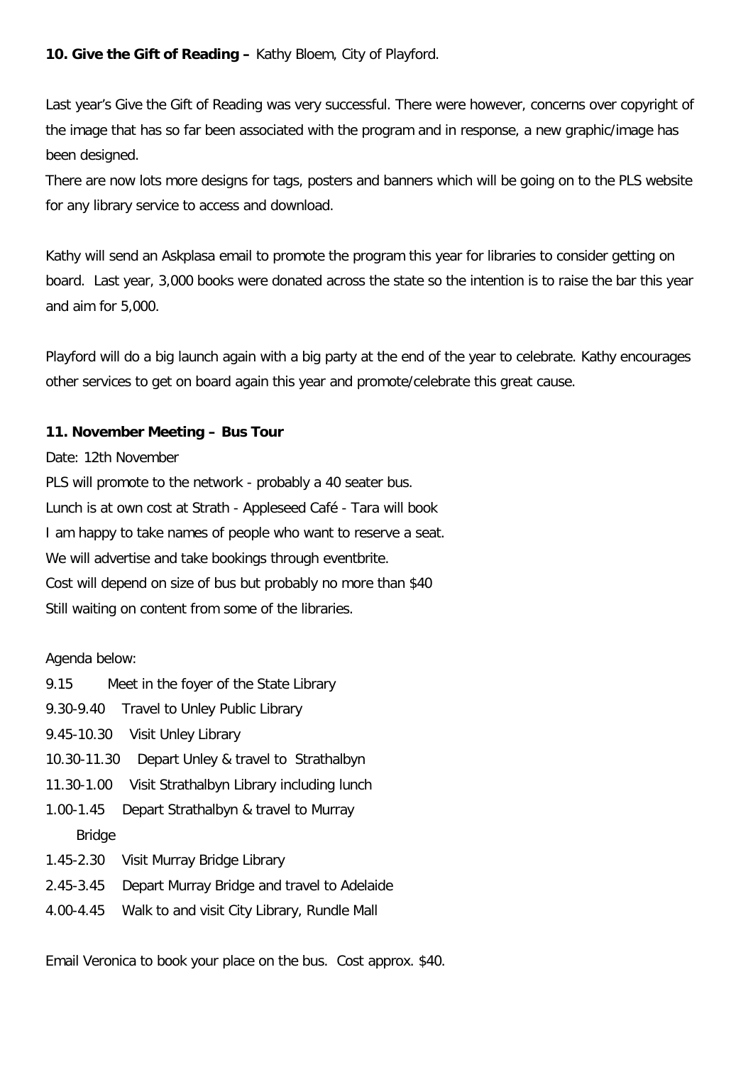**10. Give the Gift of Reading –** Kathy Bloem, City of Playford.

Last year's Give the Gift of Reading was very successful. There were however, concerns over copyright of the image that has so far been associated with the program and in response, a new graphic/image has been designed.
There are now lots more designs for tags, posters and banners which will be going on to the PLS website for any library service to access and download.

Kathy will send an Askplasa email to promote the program this year for libraries to consider getting on board. Last year, 3,000 books were donated across the state so the intention is to raise the bar this year and aim for 5,000.

Playford will do a big launch again with a big party at the end of the year to celebrate. Kathy encourages other services to get on board again this year and promote/celebrate this great cause.

**11. November Meeting – Bus Tour**

Date: 12th November
PLS will promote to the network - probably a 40 seater bus.
Lunch is at own cost at Strath - Appleseed Café - Tara will book
I am happy to take names of people who want to reserve a seat.
We will advertise and take bookings through eventbrite.
Cost will depend on size of bus but probably no more than $40
Still waiting on content from some of the libraries.

Agenda below:

9.15 Meet in the foyer of the State Library
9.30-9.40 Travel to Unley Public Library
9.45-10.30 Visit Unley Library
10.30-11.30 Depart Unley & travel to Strathalbyn
11.30-1.00 Visit Strathalbyn Library including lunch
1.00-1.45 Depart Strathalbyn & travel to Murray Bridge
1.45-2.30 Visit Murray Bridge Library
2.45-3.45 Depart Murray Bridge and travel to Adelaide
4.00-4.45 Walk to and visit City Library, Rundle Mall

Email Veronica to book your place on the bus. Cost approx. $40.